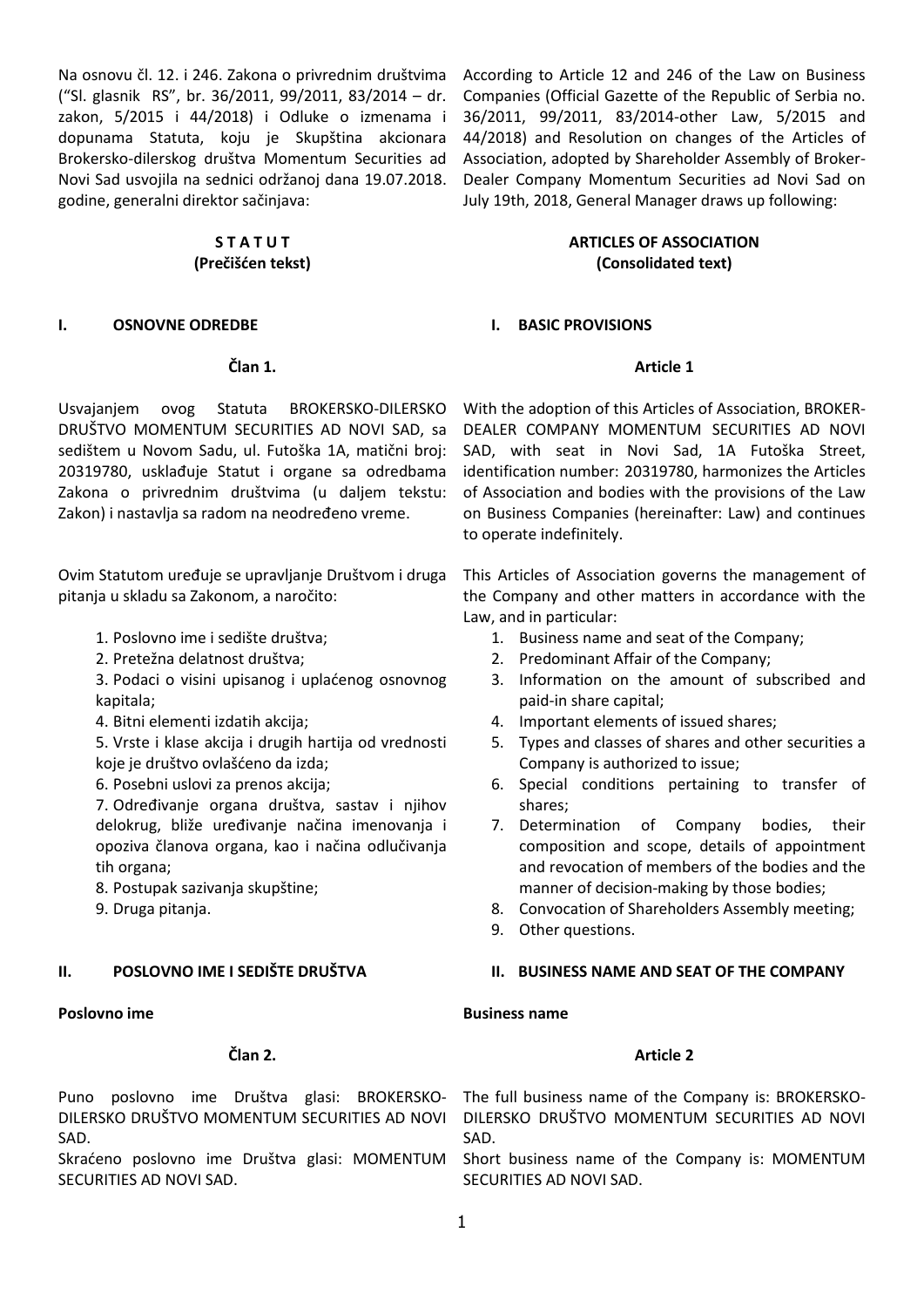Na osnovu čl. 12. i 246. Zakona o privrednim društvima ("Sl. glasnik RS", br. 36/2011, 99/2011, 83/2014 – dr. zakon, 5/2015 i 44/2018) i Odluke o izmenama i dopunama Statuta, koju je Skupština akcionara Brokersko-dilerskog društva Momentum Securities ad Novi Sad usvojila na sednici održanoj dana 19.07.2018. godine, generalni direktor sačinjava:

According to Article 12 and 246 of the Law on Business Companies (Official Gazette of the Republic of Serbia no. 36/2011, 99/2011, 83/2014-other Law, 5/2015 and 44/2018) and Resolution on changes of the Articles of Association, adopted by Shareholder Assembly of Broker-Dealer Company Momentum Securities ad Novi Sad on July 19th, 2018, General Manager draws up following:

# S T A T U T
## (Prečišćen tekst)

# ARTICLES OF ASSOCIATION
## (Consolidated text)

## I. OSNOVNE ODREDBE

## I. BASIC PROVISIONS

### Član 1.

### Article 1

Usvajanjem ovog Statuta BROKERSKO-DILERSKO DRUŠTVO MOMENTUM SECURITIES AD NOVI SAD, sa sedištem u Novom Sadu, ul. Futoška 1A, matični broj: 20319780, usklađuje Statut i organe sa odredbama Zakona o privrednim društvima (u daljem tekstu: Zakon) i nastavlja sa radom na neodređeno vreme.

With the adoption of this Articles of Association, BROKER-DEALER COMPANY MOMENTUM SECURITIES AD NOVI SAD, with seat in Novi Sad, 1A Futoška Street, identification number: 20319780, harmonizes the Articles of Association and bodies with the provisions of the Law on Business Companies (hereinafter: Law) and continues to operate indefinitely.

Ovim Statutom uređuje se upravljanje Društvom i druga pitanja u skladu sa Zakonom, a naročito:

1. Poslovno ime i sedište društva;
2. Pretežna delatnost društva;
3. Podaci o visini upisanog i uplaćenog osnovnog kapitala;
4. Bitni elementi izdatih akcija;
5. Vrste i klase akcija i drugih hartija od vrednosti koje je društvo ovlašćeno da izda;
6. Posebni uslovi za prenos akcija;
7. Određivanje organa društva, sastav i njihov delokrug, bliže uređivanje načina imenovanja i opoziva članova organa, kao i načina odlučivanja tih organa;
8. Postupak sazivanja skupštine;
9. Druga pitanja.

This Articles of Association governs the management of the Company and other matters in accordance with the Law, and in particular:

1. Business name and seat of the Company;
2. Predominant Affair of the Company;
3. Information on the amount of subscribed and paid-in share capital;
4. Important elements of issued shares;
5. Types and classes of shares and other securities a Company is authorized to issue;
6. Special conditions pertaining to transfer of shares;
7. Determination of Company bodies, their composition and scope, details of appointment and revocation of members of the bodies and the manner of decision-making by those bodies;
8. Convocation of Shareholders Assembly meeting;
9. Other questions.

## II. POSLOVNO IME I SEDIŠTE DRUŠTVA

## II. BUSINESS NAME AND SEAT OF THE COMPANY

**Poslovno ime**

**Business name**

### Član 2.

### Article 2

Puno poslovno ime Društva glasi: BROKERSKO-DILERSKO DRUŠTVO MOMENTUM SECURITIES AD NOVI SAD.
Skraćeno poslovno ime Društva glasi: MOMENTUM SECURITIES AD NOVI SAD.

The full business name of the Company is: BROKERSKO-DILERSKO DRUŠTVO MOMENTUM SECURITIES AD NOVI SAD.
Short business name of the Company is: MOMENTUM SECURITIES AD NOVI SAD.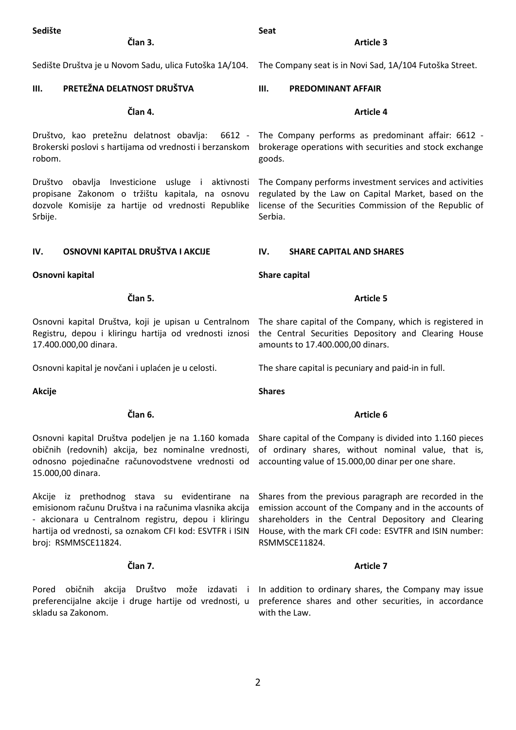**Sedište**

**Član 3.**

Sedište Društva je u Novom Sadu, ulica Futoška 1A/104.

**Seat**

**Article 3**

The Company seat is in Novi Sad, 1A/104 Futoška Street.

## III. PRETEŽNA DELATNOST DRUŠTVA

**Član 4.**

Društvo, kao pretežnu delatnost obavlja: 6612 - Brokerski poslovi s hartijama od vrednosti i berzanskom robom.

Društvo obavlja Investicione usluge i aktivnosti propisane Zakonom o tržištu kapitala, na osnovu dozvole Komisije za hartije od vrednosti Republike Srbije.

## III. PREDOMINANT AFFAIR

**Article 4**

The Company performs as predominant affair: 6612 - brokerage operations with securities and stock exchange goods.

The Company performs investment services and activities regulated by the Law on Capital Market, based on the license of the Securities Commission of the Republic of Serbia.

## IV. OSNOVNI KAPITAL DRUŠTVA I AKCIJE

**Osnovni kapital**

**Član 5.**

Osnovni kapital Društva, koji je upisan u Centralnom Registru, depou i kliringu hartija od vrednosti iznosi 17.400.000,00 dinara.

Osnovni kapital je novčani i uplaćen je u celosti.

**Akcije**

**Član 6.**

Osnovni kapital Društva podeljen je na 1.160 komada običnih (redovnih) akcija, bez nominalne vrednosti, odnosno pojedinačne računovodstvene vrednosti od 15.000,00 dinara.

Akcije iz prethodnog stava su evidentirane na emisionom računu Društva i na računima vlasnika akcija - akcionara u Centralnom registru, depou i kliringu hartija od vrednosti, sa oznakom CFI kod: ESVTFR i ISIN broj: RSMMSCE11824.

**Član 7.**

Pored običnih akcija Društvo može izdavati i preferencijalne akcije i druge hartije od vrednosti, u skladu sa Zakonom.

## IV. SHARE CAPITAL AND SHARES

**Share capital**

**Article 5**

The share capital of the Company, which is registered in the Central Securities Depository and Clearing House amounts to 17.400.000,00 dinars.

The share capital is pecuniary and paid-in in full.

**Shares**

**Article 6**

Share capital of the Company is divided into 1.160 pieces of ordinary shares, without nominal value, that is, accounting value of 15.000,00 dinar per one share.

Shares from the previous paragraph are recorded in the emission account of the Company and in the accounts of shareholders in the Central Depository and Clearing House, with the mark CFI code: ESVTFR and ISIN number: RSMMSCE11824.

**Article 7**

In addition to ordinary shares, the Company may issue preference shares and other securities, in accordance with the Law.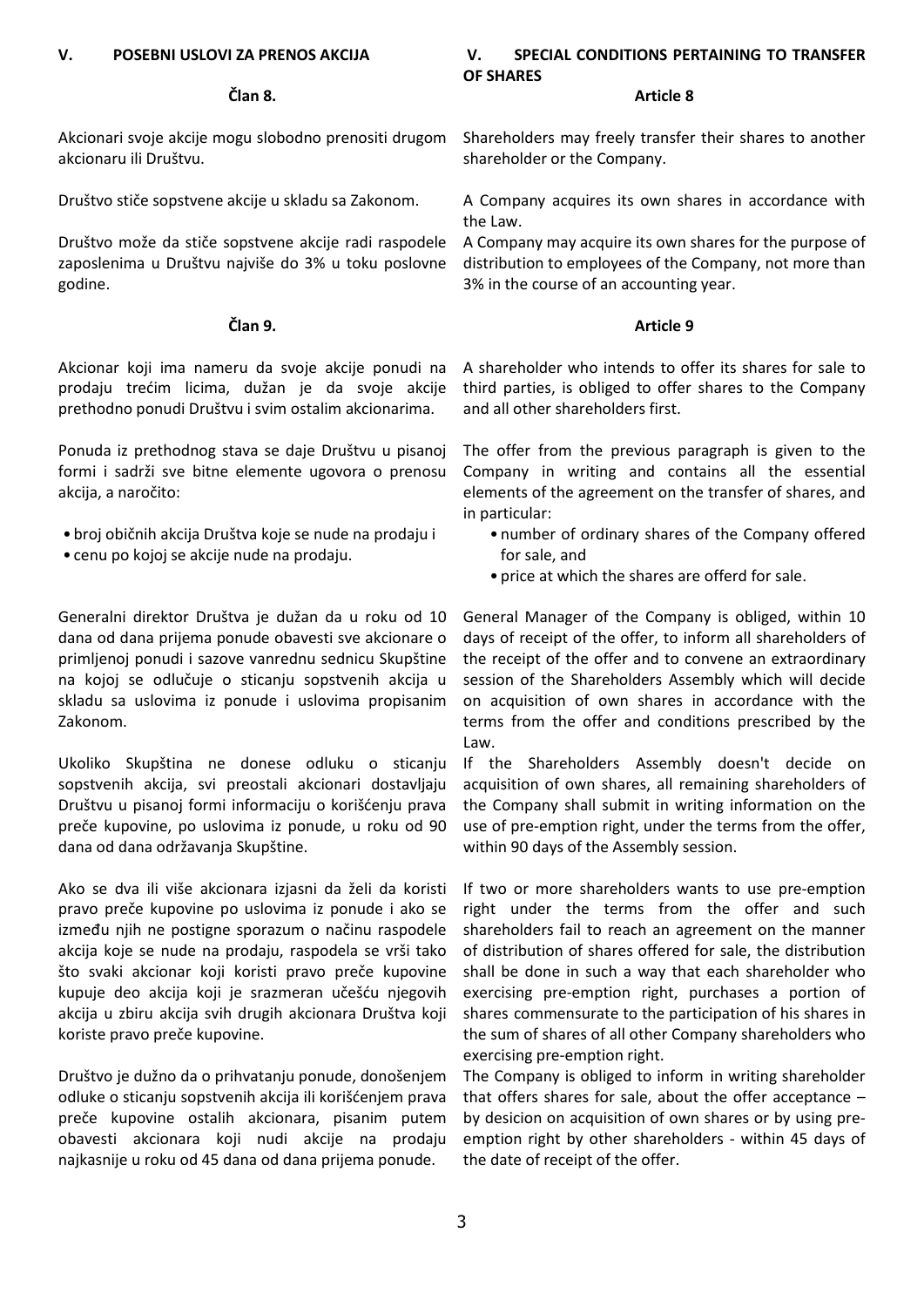## V. POSEBNI USLOVI ZA PRENOS AKCIJA

### Član 8.

Akcionari svoje akcije mogu slobodno prenositi drugom akcionaru ili Društvu.

Društvo stiče sopstvene akcije u skladu sa Zakonom.

Društvo može da stiče sopstvene akcije radi raspodele zaposlenima u Društvu najviše do 3% u toku poslovne godine.

### Član 9.

Akcionar koji ima nameru da svoje akcije ponudi na prodaju trećim licima, dužan je da svoje akcije prethodno ponudi Društvu i svim ostalim akcionarima.

Ponuda iz prethodnog stava se daje Društvu u pisanoj formi i sadrži sve bitne elemente ugovora o prenosu akcija, a naročito:

- broj običnih akcija Društva koje se nude na prodaju i
- cenu po kojoj se akcije nude na prodaju.

Generalni direktor Društva je dužan da u roku od 10 dana od dana prijema ponude obavesti sve akcionare o primljenoj ponudi i sazove vanrednu sednicu Skupštine na kojoj se odlučuje o sticanju sopstvenih akcija u skladu sa uslovima iz ponude i uslovima propisanim Zakonom.

Ukoliko Skupština ne donese odluku o sticanju sopstvenih akcija, svi preostali akcionari dostavljaju Društvu u pisanoj formi informaciju o korišćenju prava preče kupovine, po uslovima iz ponude, u roku od 90 dana od dana održavanja Skupštine.

Ako se dva ili više akcionara izjasni da želi da koristi pravo preče kupovine po uslovima iz ponude i ako se između njih ne postigne sporazum o načinu raspodele akcija koje se nude na prodaju, raspodela se vrši tako što svaki akcionar koji koristi pravo preče kupovine kupuje deo akcija koji je srazmeran učešću njegovih akcija u zbiru akcija svih drugih akcionara Društva koji koriste pravo preče kupovine.

Društvo je dužno da o prihvatanju ponude, donošenjem odluke o sticanju sopstvenih akcija ili korišćenjem prava preče kupovine ostalih akcionara, pisanim putem obavesti akcionara koji nudi akcije na prodaju najkasnije u roku od 45 dana od dana prijema ponude.

## V. SPECIAL CONDITIONS PERTAINING TO TRANSFER OF SHARES

### Article 8

Shareholders may freely transfer their shares to another shareholder or the Company.

A Company acquires its own shares in accordance with the Law.

A Company may acquire its own shares for the purpose of distribution to employees of the Company, not more than 3% in the course of an accounting year.

### Article 9

A shareholder who intends to offer its shares for sale to third parties, is obliged to offer shares to the Company and all other shareholders first.

The offer from the previous paragraph is given to the Company in writing and contains all the essential elements of the agreement on the transfer of shares, and in particular:

- number of ordinary shares of the Company offered for sale, and
- price at which the shares are offerd for sale.

General Manager of the Company is obliged, within 10 days of receipt of the offer, to inform all shareholders of the receipt of the offer and to convene an extraordinary session of the Shareholders Assembly which will decide on acquisition of own shares in accordance with the terms from the offer and conditions prescribed by the Law.

If the Shareholders Assembly doesn't decide on acquisition of own shares, all remaining shareholders of the Company shall submit in writing information on the use of pre-emption right, under the terms from the offer, within 90 days of the Assembly session.

If two or more shareholders wants to use pre-emption right under the terms from the offer and such shareholders fail to reach an agreement on the manner of distribution of shares offered for sale, the distribution shall be done in such a way that each shareholder who exercising pre-emption right, purchases a portion of shares commensurate to the participation of his shares in the sum of shares of all other Company shareholders who exercising pre-emption right.

The Company is obliged to inform in writing shareholder that offers shares for sale, about the offer acceptance – by desicion on acquisition of own shares or by using pre-emption right by other shareholders - within 45 days of the date of receipt of the offer.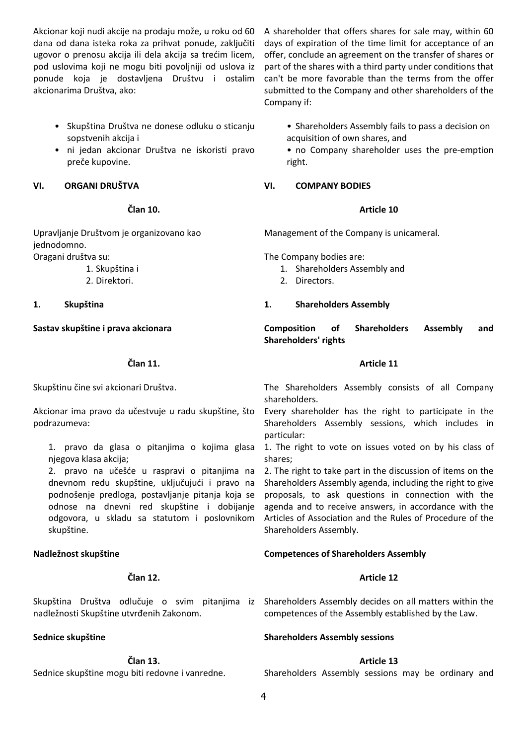Akcionar koji nudi akcije na prodaju može, u roku od 60 dana od dana isteka roka za prihvat ponude, zaključiti ugovor o prenosu akcija ili dela akcija sa trećim licem, pod uslovima koji ne mogu biti povoljniji od uslova iz ponude koja je dostavljena Društvu i ostalim akcionarima Društva, ako:

- Skupština Društva ne donese odluku o sticanju sopstvenih akcija i
- ni jedan akcionar Društva ne iskoristi pravo preče kupovine.

A shareholder that offers shares for sale may, within 60 days of expiration of the time limit for acceptance of an offer, conclude an agreement on the transfer of shares or part of the shares with a third party under conditions that can't be more favorable than the terms from the offer submitted to the Company and other shareholders of the Company if:

- Shareholders Assembly fails to pass a decision on acquisition of own shares, and
- no Company shareholder uses the pre-emption right.

## VI. ORGANI DRUŠTVA

## VI. COMPANY BODIES

### Član 10.

Upravljanje Društvom je organizovano kao jednodomno.

Oragani društva su:

1. Skupština i
2. Direktori.

### Article 10

Management of the Company is unicameral.

The Company bodies are:

1. Shareholders Assembly and
2. Directors.

### 1. Skupština

### 1. Shareholders Assembly

**Sastav skupštine i prava akcionara**

**Composition of Shareholders Assembly and Shareholders' rights**

### Član 11.

Skupštinu čine svi akcionari Društva.

Akcionar ima pravo da učestvuje u radu skupštine, što podrazumeva:

1. pravo da glasa o pitanjima o kojima glasa njegova klasa akcija;
2. pravo na učešće u raspravi o pitanjima na dnevnom redu skupštine, uključujući i pravo na podnošenje predloga, postavljanje pitanja koja se odnose na dnevni red skupštine i dobijanje odgovora, u skladu sa statutom i poslovnikom skupštine.

### Article 11

The Shareholders Assembly consists of all Company shareholders.

Every shareholder has the right to participate in the Shareholders Assembly sessions, which includes in particular:

1. The right to vote on issues voted on by his class of shares;
2. The right to take part in the discussion of items on the Shareholders Assembly agenda, including the right to give proposals, to ask questions in connection with the agenda and to receive answers, in accordance with the Articles of Association and the Rules of Procedure of the Shareholders Assembly.

**Nadležnost skupštine**

**Competences of Shareholders Assembly**

### Član 12.

Skupština Društva odlučuje o svim pitanjima iz nadležnosti Skupštine utvrđenih Zakonom.

### Article 12

Shareholders Assembly decides on all matters within the competences of the Assembly established by the Law.

**Sednice skupštine**

**Shareholders Assembly sessions**

### Član 13.

Sednice skupštine mogu biti redovne i vanredne.

### Article 13

Shareholders Assembly sessions may be ordinary and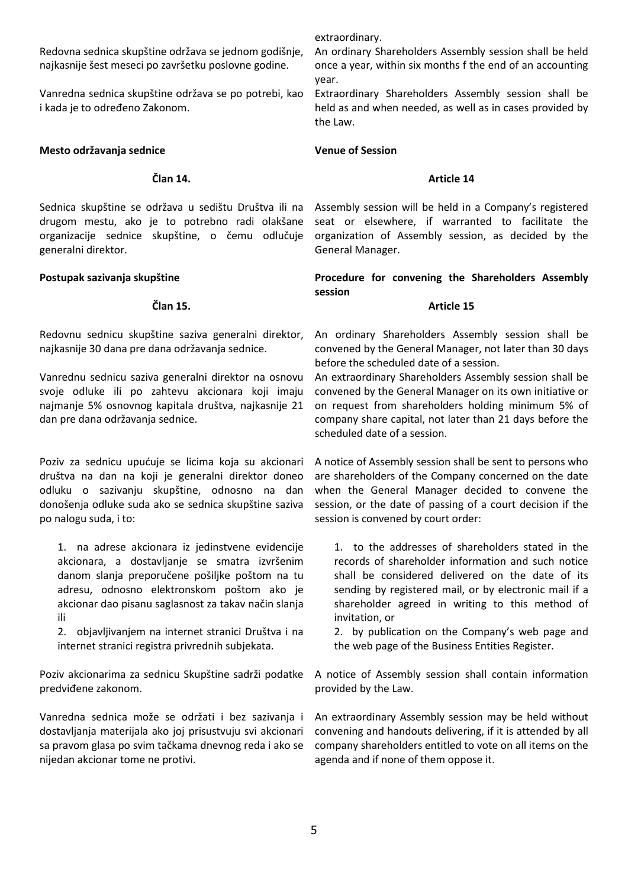Redovna sednica skupštine održava se jednom godišnje, najkasnije šest meseci po završetku poslovne godine.

Vanredna sednica skupštine održava se po potrebi, kao i kada je to određeno Zakonom.

extraordinary.

An ordinary Shareholders Assembly session shall be held once a year, within six months f the end of an accounting year.

Extraordinary Shareholders Assembly session shall be held as and when needed, as well as in cases provided by the Law.

**Mesto održavanja sednice**

**Član 14.**

Sednica skupštine se održava u sedištu Društva ili na drugom mestu, ako je to potrebno radi olakšane organizacije sednice skupštine, o čemu odlučuje generalni direktor.

**Venue of Session**

**Article 14**

Assembly session will be held in a Company's registered seat or elsewhere, if warranted to facilitate the organization of Assembly session, as decided by the General Manager.

**Postupak sazivanja skupštine**

**Član 15.**

Redovnu sednicu skupštine saziva generalni direktor, najkasnije 30 dana pre dana održavanja sednice.

Vanrednu sednicu saziva generalni direktor na osnovu svoje odluke ili po zahtevu akcionara koji imaju najmanje 5% osnovnog kapitala društva, najkasnije 21 dan pre dana održavanja sednice.

Poziv za sednicu upućuje se licima koja su akcionari društva na dan na koji je generalni direktor doneo odluku o sazivanju skupštine, odnosno na dan donošenja odluke suda ako se sednica skupštine saziva po nalogu suda, i to:

1. na adrese akcionara iz jedinstvene evidencije akcionara, a dostavljanje se smatra izvršenim danom slanja preporučene pošiljke poštom na tu adresu, odnosno elektronskom poštom ako je akcionar dao pisanu saglasnost za takav način slanja ili
2. objavljivanjem na internet stranici Društva i na internet stranici registra privrednih subjekata.

Poziv akcionarima za sednicu Skupštine sadrži podatke predviđene zakonom.

Vanredna sednica može se održati i bez sazivanja i dostavljanja materijala ako joj prisustvuju svi akcionari sa pravom glasa po svim tačkama dnevnog reda i ako se nijedan akcionar tome ne protivi.

**Procedure for convening the Shareholders Assembly session**

**Article 15**

An ordinary Shareholders Assembly session shall be convened by the General Manager, not later than 30 days before the scheduled date of a session.

An extraordinary Shareholders Assembly session shall be convened by the General Manager on its own initiative or on request from shareholders holding minimum 5% of company share capital, not later than 21 days before the scheduled date of a session.

A notice of Assembly session shall be sent to persons who are shareholders of the Company concerned on the date when the General Manager decided to convene the session, or the date of passing of a court decision if the session is convened by court order:

1. to the addresses of shareholders stated in the records of shareholder information and such notice shall be considered delivered on the date of its sending by registered mail, or by electronic mail if a shareholder agreed in writing to this method of invitation, or
2. by publication on the Company's web page and the web page of the Business Entities Register.

A notice of Assembly session shall contain information provided by the Law.

An extraordinary Assembly session may be held without convening and handouts delivering, if it is attended by all company shareholders entitled to vote on all items on the agenda and if none of them oppose it.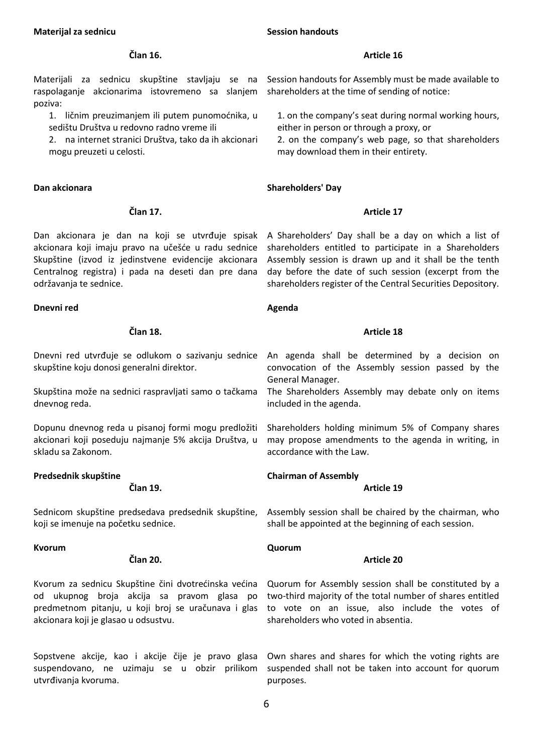**Materijal za sednicu**

**Član 16.**

Materijali za sednicu skupštine stavljaju se na raspolaganje akcionarima istovremeno sa slanjem poziva:

1. ličnim preuzimanjem ili putem punomoćnika, u sedištu Društva u redovno radno vreme ili
2. na internet stranici Društva, tako da ih akcionari mogu preuzeti u celosti.

**Session handouts**

**Article 16**

Session handouts for Assembly must be made available to shareholders at the time of sending of notice:

1. on the company's seat during normal working hours, either in person or through a proxy, or
2. on the company's web page, so that shareholders may download them in their entirety.

**Dan akcionara**

**Član 17.**

Dan akcionara je dan na koji se utvrđuje spisak akcionara koji imaju pravo na učešće u radu sednice Skupštine (izvod iz jedinstvene evidencije akcionara Centralnog registra) i pada na deseti dan pre dana održavanja te sednice.

**Shareholders' Day**

**Article 17**

A Shareholders' Day shall be a day on which a list of shareholders entitled to participate in a Shareholders Assembly session is drawn up and it shall be the tenth day before the date of such session (excerpt from the shareholders register of the Central Securities Depository.

**Dnevni red**

**Član 18.**

Dnevni red utvrđuje se odlukom o sazivanju sednice skupštine koju donosi generalni direktor.

Skupština može na sednici raspravljati samo o tačkama dnevnog reda.

Dopunu dnevnog reda u pisanoj formi mogu predložiti akcionari koji poseduju najmanje 5% akcija Društva, u skladu sa Zakonom.

**Agenda**

**Article 18**

An agenda shall be determined by a decision on convocation of the Assembly session passed by the General Manager.

The Shareholders Assembly may debate only on items included in the agenda.

Shareholders holding minimum 5% of Company shares may propose amendments to the agenda in writing, in accordance with the Law.

**Predsednik skupštine**

**Član 19.**

Sednicom skupštine predsedava predsednik skupštine, koji se imenuje na početku sednice.

**Chairman of Assembly**

**Article 19**

Assembly session shall be chaired by the chairman, who shall be appointed at the beginning of each session.

**Kvorum**

**Član 20.**

Kvorum za sednicu Skupštine čini dvotrećinska većina od ukupnog broja akcija sa pravom glasa po predmetnom pitanju, u koji broj se uračunava i glas akcionara koji je glasao u odsustvu.

Sopstvene akcije, kao i akcije čije je pravo glasa suspendovano, ne uzimaju se u obzir prilikom utvrđivanja kvoruma.

**Quorum**

**Article 20**

Quorum for Assembly session shall be constituted by a two-third majority of the total number of shares entitled to vote on an issue, also include the votes of shareholders who voted in absentia.

Own shares and shares for which the voting rights are suspended shall not be taken into account for quorum purposes.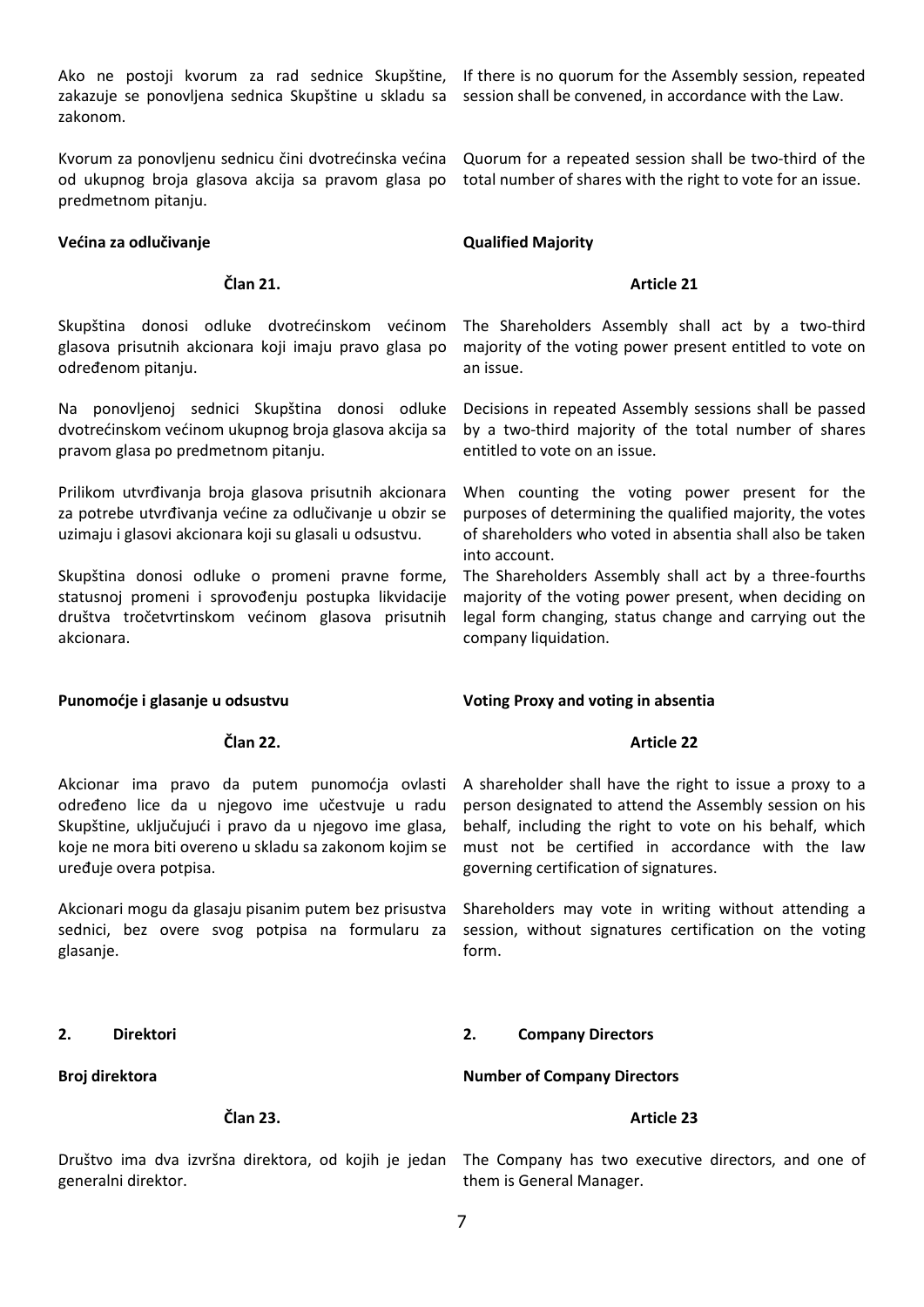Ako ne postoji kvorum za rad sednice Skupštine, zakazuje se ponovljena sednica Skupštine u skladu sa zakonom.

If there is no quorum for the Assembly session, repeated session shall be convened, in accordance with the Law.

Kvorum za ponovljenu sednicu čini dvotrećinska većina od ukupnog broja glasova akcija sa pravom glasa po predmetnom pitanju.

Quorum for a repeated session shall be two-third of the total number of shares with the right to vote for an issue.

**Većina za odlučivanje**

**Qualified Majority**

**Član 21.**

**Article 21**

Skupština donosi odluke dvotrećinskom većinom glasova prisutnih akcionara koji imaju pravo glasa po određenom pitanju.

The Shareholders Assembly shall act by a two-third majority of the voting power present entitled to vote on an issue.

Na ponovljenoj sednici Skupština donosi odluke dvotrećinskom većinom ukupnog broja glasova akcija sa pravom glasa po predmetnom pitanju.

Decisions in repeated Assembly sessions shall be passed by a two-third majority of the total number of shares entitled to vote on an issue.

Prilikom utvrđivanja broja glasova prisutnih akcionara za potrebe utvrđivanja većine za odlučivanje u obzir se uzimaju i glasovi akcionara koji su glasali u odsustvu.

When counting the voting power present for the purposes of determining the qualified majority, the votes of shareholders who voted in absentia shall also be taken into account.

Skupština donosi odluke o promeni pravne forme, statusnoj promeni i sprovođenju postupka likvidacije društva tročetvrtinskom većinom glasova prisutnih akcionara.

The Shareholders Assembly shall act by a three-fourths majority of the voting power present, when deciding on legal form changing, status change and carrying out the company liquidation.

**Punomoćje i glasanje u odsustvu**

**Voting Proxy and voting in absentia**

**Član 22.**

**Article 22**

Akcionar ima pravo da putem punomoćja ovlasti određeno lice da u njegovo ime učestvuje u radu Skupštine, uključujući i pravo da u njegovo ime glasa, koje ne mora biti overeno u skladu sa zakonom kojim se uređuje overa potpisa.

A shareholder shall have the right to issue a proxy to a person designated to attend the Assembly session on his behalf, including the right to vote on his behalf, which must not be certified in accordance with the law governing certification of signatures.

Akcionari mogu da glasaju pisanim putem bez prisustva sednici, bez overe svog potpisa na formularu za glasanje.

Shareholders may vote in writing without attending a session, without signatures certification on the voting form.

## 2. Direktori

## 2. Company Directors

**Broj direktora**

**Number of Company Directors**

**Član 23.**

**Article 23**

Društvo ima dva izvršna direktora, od kojih je jedan generalni direktor.

The Company has two executive directors, and one of them is General Manager.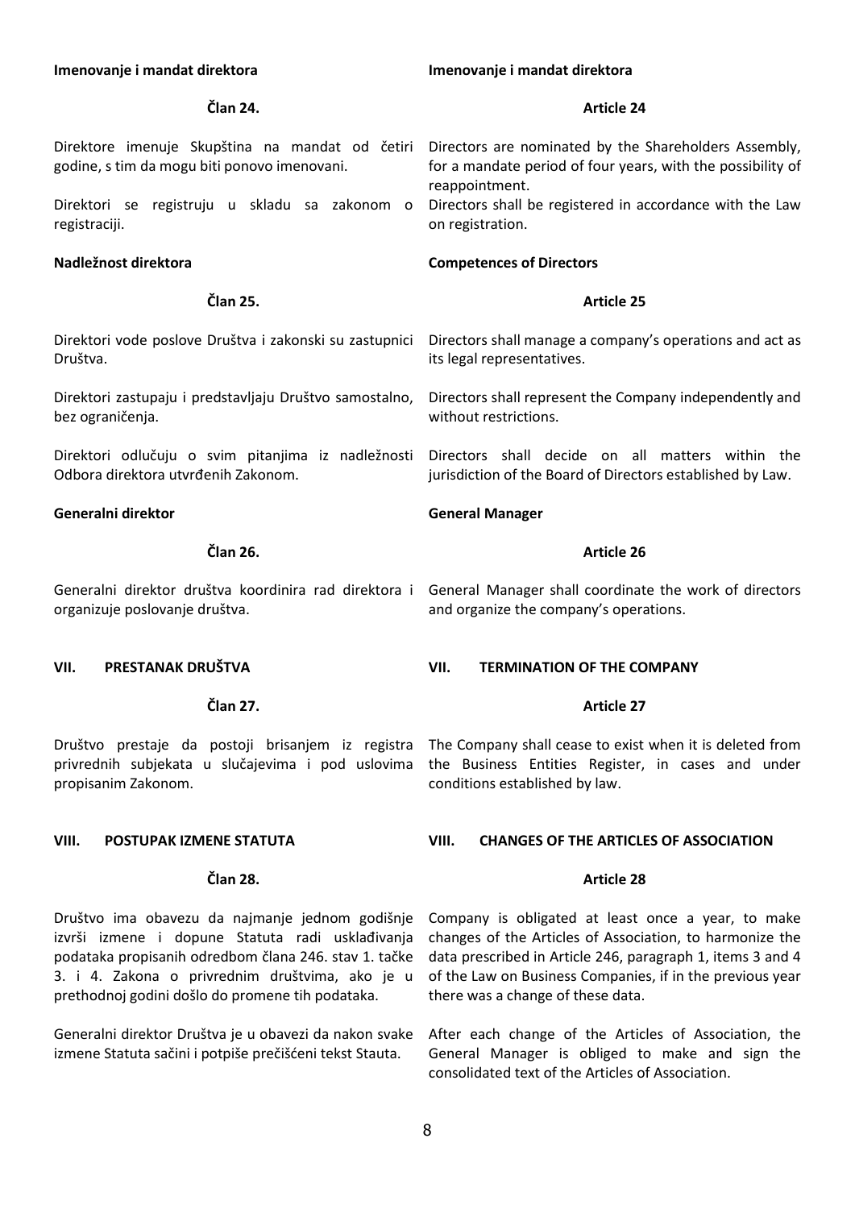**Imenovanje i mandat direktora**

**Član 24.**

Direktore imenuje Skupština na mandat od četiri godine, s tim da mogu biti ponovo imenovani.

Direktori se registruju u skladu sa zakonom o registraciji.

**Imenovanje i mandat direktora**

**Article 24**

Directors are nominated by the Shareholders Assembly, for a mandate period of four years, with the possibility of reappointment.

Directors shall be registered in accordance with the Law on registration.

**Nadležnost direktora**

**Član 25.**

Direktori vode poslove Društva i zakonski su zastupnici Društva.

Direktori zastupaju i predstavljaju Društvo samostalno, bez ograničenja.

Direktori odlučuju o svim pitanjima iz nadležnosti Odbora direktora utvrđenih Zakonom.

**Competences of Directors**

**Article 25**

Directors shall manage a company's operations and act as its legal representatives.

Directors shall represent the Company independently and without restrictions.

Directors shall decide on all matters within the jurisdiction of the Board of Directors established by Law.

**Generalni direktor**

**Član 26.**

Generalni direktor društva koordinira rad direktora i organizuje poslovanje društva.

**General Manager**

**Article 26**

General Manager shall coordinate the work of directors and organize the company's operations.

## VII. PRESTANAK DRUŠTVA

**Član 27.**

Društvo prestaje da postoji brisanjem iz registra privrednih subjekata u slučajevima i pod uslovima propisanim Zakonom.

## VII. TERMINATION OF THE COMPANY

**Article 27**

The Company shall cease to exist when it is deleted from the Business Entities Register, in cases and under conditions established by law.

## VIII. POSTUPAK IZMENE STATUTA

**Član 28.**

Društvo ima obavezu da najmanje jednom godišnje izvrši izmene i dopune Statuta radi usklađivanja podataka propisanih odredbom člana 246. stav 1. tačke 3. i 4. Zakona o privrednim društvima, ako je u prethodnoj godini došlo do promene tih podataka.

Generalni direktor Društva je u obavezi da nakon svake izmene Statuta sačini i potpiše prečišćeni tekst Stauta.

## VIII. CHANGES OF THE ARTICLES OF ASSOCIATION

**Article 28**

Company is obligated at least once a year, to make changes of the Articles of Association, to harmonize the data prescribed in Article 246, paragraph 1, items 3 and 4 of the Law on Business Companies, if in the previous year there was a change of these data.

After each change of the Articles of Association, the General Manager is obliged to make and sign the consolidated text of the Articles of Association.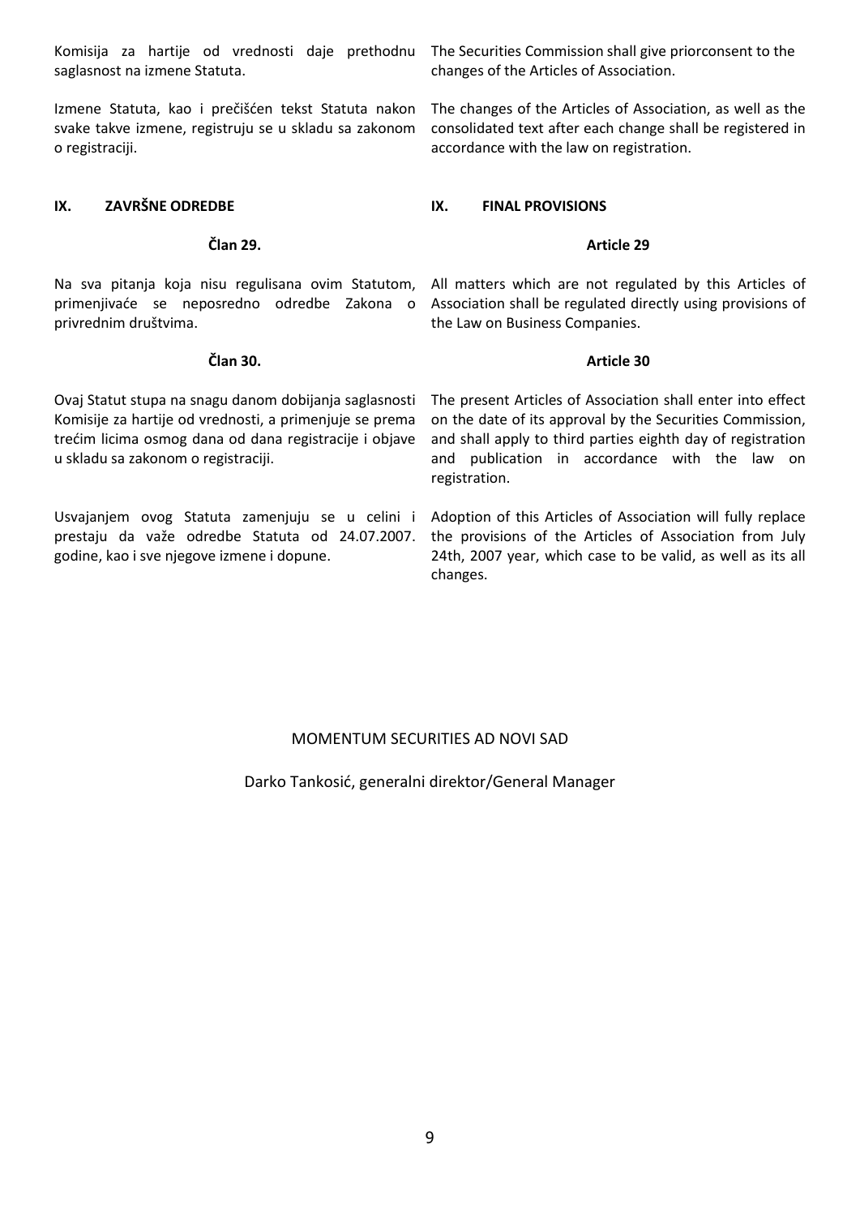Komisija za hartije od vrednosti daje prethodnu saglasnost na izmene Statuta.

The Securities Commission shall give priorconsent to the changes of the Articles of Association.

Izmene Statuta, kao i prečišćen tekst Statuta nakon svake takve izmene, registruju se u skladu sa zakonom o registraciji.

The changes of the Articles of Association, as well as the consolidated text after each change shall be registered in accordance with the law on registration.

## IX. ZAVRŠNE ODREDBE

## IX. FINAL PROVISIONS

### Član 29.

Na sva pitanja koja nisu regulisana ovim Statutom, primenjivaće se neposredno odredbe Zakona o privrednim društvima.

### Article 29

All matters which are not regulated by this Articles of Association shall be regulated directly using provisions of the Law on Business Companies.

### Član 30.

Ovaj Statut stupa na snagu danom dobijanja saglasnosti Komisije za hartije od vrednosti, a primenjuje se prema trećim licima osmog dana od dana registracije i objave u skladu sa zakonom o registraciji.

Usvajanjem ovog Statuta zamenjuju se u celini i prestaju da važe odredbe Statuta od 24.07.2007. godine, kao i sve njegove izmene i dopune.

### Article 30

The present Articles of Association shall enter into effect on the date of its approval by the Securities Commission, and shall apply to third parties eighth day of registration and publication in accordance with the law on registration.

Adoption of this Articles of Association will fully replace the provisions of the Articles of Association from July 24th, 2007 year, which case to be valid, as well as its all changes.

MOMENTUM SECURITIES AD NOVI SAD

Darko Tankosić, generalni direktor/General Manager